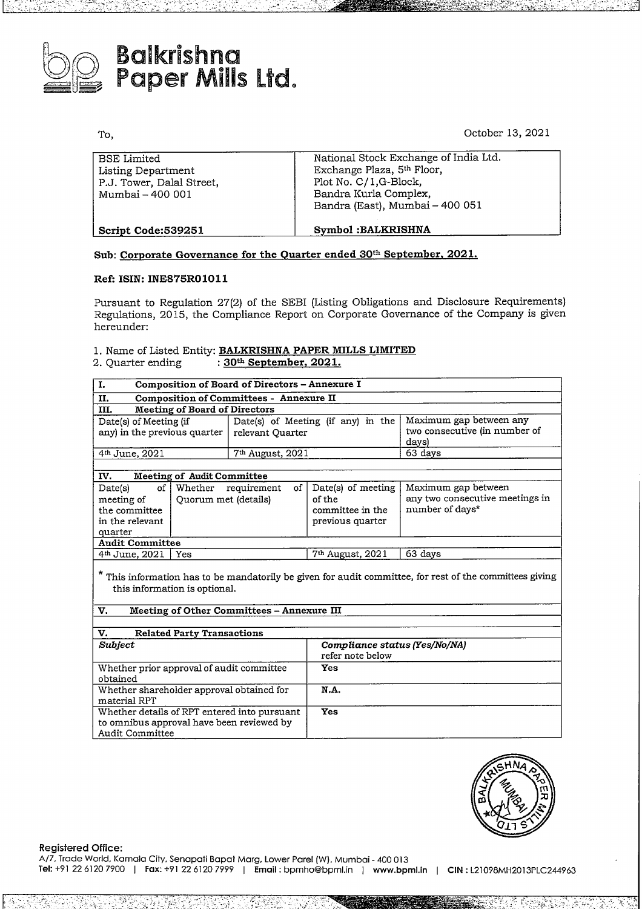# Balkrishna Paper Mills Ltd.

To,

October 13, 2021

| BSE Limited<br>Listing Department<br>P.J. Tower, Dalal Street,<br>Mumbai – 400 001 | National Stock Exchange of India Ltd.<br>Exchange Plaza, 5th Floor,<br>Plot No. C/1,G-Block,<br>Bandra Kurla Complex,<br>Bandra (East), Mumbai – 400 051 |
|---|---|
| **Script Code:539251** | **Symbol :BALKRISHNA** |

**Sub: Corporate Governance for the Quarter ended 30th September, 2021.**

**Ref: ISIN: INE875R01011**

Pursuant to Regulation 27(2) of the SEBI (Listing Obligations and Disclosure Requirements) Regulations, 2015, the Compliance Report on Corporate Governance of the Company is given hereunder:

1. Name of Listed Entity: **BALKRISHNA PAPER MILLS LIMITED**
2. Quarter ending : **30th September, 2021.**

| **I. Composition of Board of Directors – Annexure I** | | |
|---|---|---|
| **II. Composition of Committees - Annexure II** | | |
| **III. Meeting of Board of Directors** | | |
| Date(s) of Meeting (if any) in the previous quarter | Date(s) of Meeting (if any) in the relevant Quarter | Maximum gap between any two consecutive (in number of days) |
| 4th June, 2021 | 7th August, 2021 | 63 days |

| **IV. Meeting of Audit Committee** | | | |
|---|---|---|---|
| Date(s) of meeting of the committee in the relevant quarter | Whether requirement of Quorum met (details) | Date(s) of meeting of the committee in the previous quarter | Maximum gap between any two consecutive meetings in number of days* |
| **Audit Committee** | | | |
| 4th June, 2021 | Yes | 7th August, 2021 | 63 days |

\* This information has to be mandatorily be given for audit committee, for rest of the committees giving this information is optional.

**V. Meeting of Other Committees – Annexure III**

| **V. Related Party Transactions** | |
|---|---|
| ***Subject*** | ***Compliance status (Yes/No/NA)*** refer note below |
| Whether prior approval of audit committee obtained | **Yes** |
| Whether shareholder approval obtained for material RPT | **N.A.** |
| Whether details of RPT entered into pursuant to omnibus approval have been reviewed by Audit Committee | **Yes** |

**Registered Office:**
A/7, Trade World, Kamala City, Senapati Bapat Marg, Lower Parel (W), Mumbai - 400 013
**Tel:** +91 22 6120 7900 | **Fax:** +91 22 6120 7999 | **Email:** bpmho@bpml.in | **www.bpml.in** | **CIN:** L21098MH2013PLC244963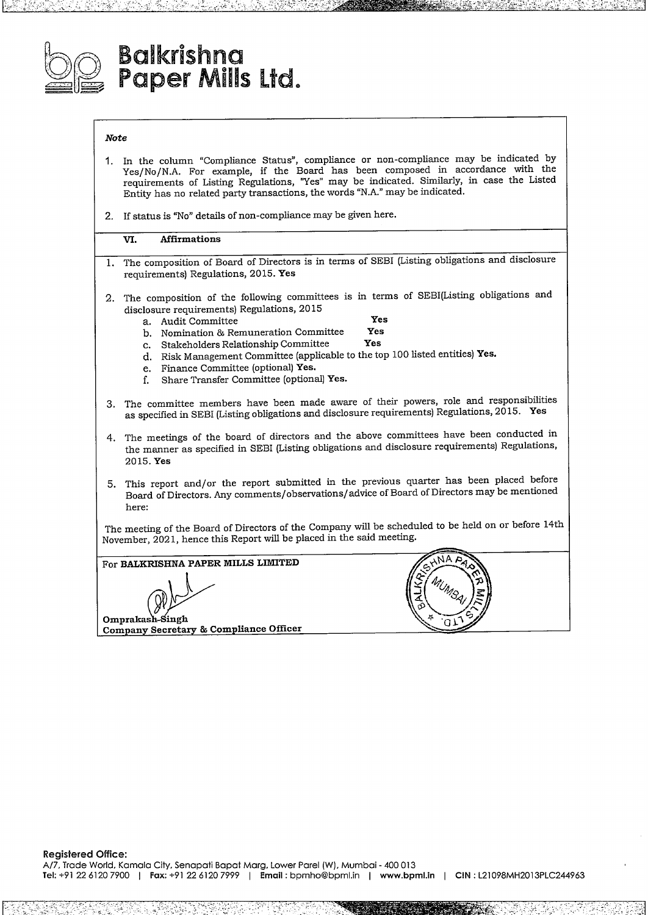# Balkrishna Paper Mills Ltd.

*Note*

1. In the column "Compliance Status", compliance or non-compliance may be indicated by Yes/No/N.A. For example, if the Board has been composed in accordance with the requirements of Listing Regulations, "Yes" may be indicated. Similarly, in case the Listed Entity has no related party transactions, the words "N.A." may be indicated.

2. If status is "No" details of non-compliance may be given here.

## VI. Affirmations

1. The composition of Board of Directors is in terms of SEBI (Listing obligations and disclosure requirements) Regulations, 2015. **Yes**

2. The composition of the following committees is in terms of SEBI(Listing obligations and disclosure requirements) Regulations, 2015
   a. Audit Committee **Yes**
   b. Nomination & Remuneration Committee **Yes**
   c. Stakeholders Relationship Committee **Yes**
   d. Risk Management Committee (applicable to the top 100 listed entities) **Yes.**
   e. Finance Committee (optional) **Yes.**
   f. Share Transfer Committee (optional) **Yes.**

3. The committee members have been made aware of their powers, role and responsibilities as specified in SEBI (Listing obligations and disclosure requirements) Regulations, 2015. **Yes**

4. The meetings of the board of directors and the above committees have been conducted in the manner as specified in SEBI (Listing obligations and disclosure requirements) Regulations, 2015. **Yes**

5. This report and/or the report submitted in the previous quarter has been placed before Board of Directors. Any comments/observations/advice of Board of Directors may be mentioned here:

The meeting of the Board of Directors of the Company will be scheduled to be held on or before 14th November, 2021, hence this Report will be placed in the said meeting.

For **BALKRISHNA PAPER MILLS LIMITED**

**Omprakash Singh**
**Company Secretary & Compliance Officer**

**Registered Office:**
A/7, Trade World, Kamala City, Senapati Bapat Marg, Lower Parel (W), Mumbai - 400 013
**Tel:** +91 22 6120 7900 | **Fax:** +91 22 6120 7999 | **Email:** bpmho@bpml.in | **www.bpml.in** | **CIN:** L21098MH2013PLC244963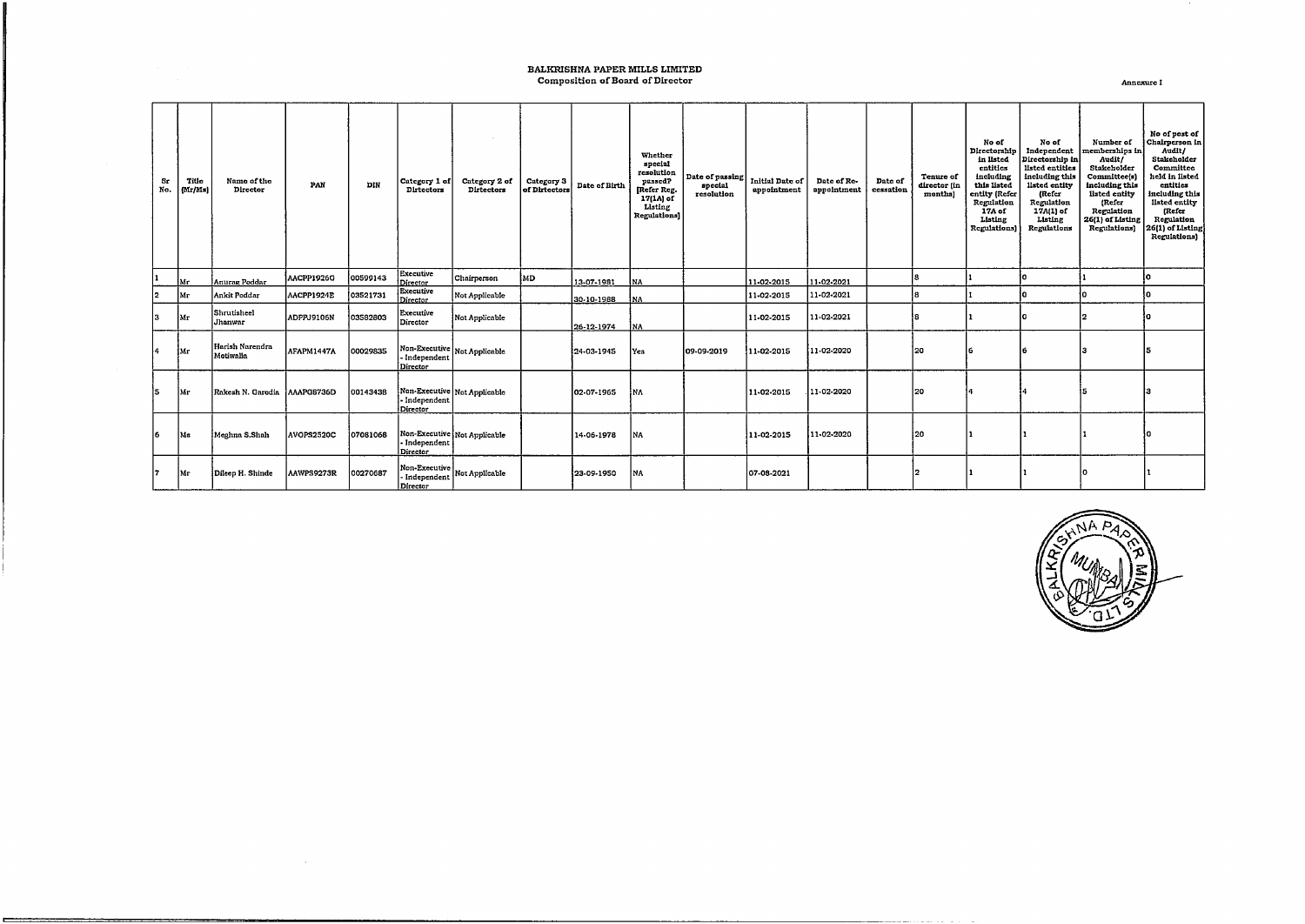# BALKRISHNA PAPER MILLS LIMITED

## Composition of Board of Director

Annexure I

| Sr No. | Title (Mr/Ms) | Name of the Director | PAN | DIN | Category 1 of Directors | Category 2 of Directors | Category 3 of Directors | Date of Birth | Whether special resolution passed? [Refer Reg. 17(1A) of Listing Regulations] | Date of passing special resolution | Initial Date of appointment | Date of Re-appointment | Date of cessation | Tenure of director (in months) | No of Directorship in listed entities including this listed entity (Refer Regulation 17A of Listing Regulations) | No of Independent Directorship in listed entities including this listed entity (Refer Regulation 17A(1) of Listing Regulations | Number of memberships in Audit/ Stakeholder Committee(s) including this listed entity (Refer Regulation 26(1) of Listing Regulations) | No of post of Chairperson in Audit/ Stakeholder Committee held in listed entities including this listed entity (Refer Regulation 26(1) of Listing Regulations) |
|---|---|---|---|---|---|---|---|---|---|---|---|---|---|---|---|---|---|---|
| 1 | Mr | Anurag Poddar | AACPP1926G | 00599143 | Executive Director | Chairperson | MD | 13-07-1981 | NA | | 11-02-2015 | 11-02-2021 | | 8 | 1 | 0 | 1 | 0 |
| 2 | Mr | Ankit Poddar | AACPP1924E | 03521731 | Executive Director | Not Applicable | | 30-10-1988 | NA | | 11-02-2015 | 11-02-2021 | | 8 | 1 | 0 | 0 | 0 |
| 3 | Mr | Shrutisheel Jhanwar | ADPPJ9106N | 03582803 | Executive Director | Not Applicable | | 26-12-1974 | NA | | 11-02-2015 | 11-02-2021 | | 8 | 1 | 0 | 2 | 0 |
| 4 | Mr | Harish Narendra Motiwalla | AFAPM1447A | 00029835 | Non-Executive - Independent Director | Not Applicable | | 24-03-1945 | Yes | 09-09-2019 | 11-02-2015 | 11-02-2020 | | 20 | 6 | 6 | 3 | 5 |
| 5 | Mr | Rakesh N. Garodia | AAAPG8736D | 00143438 | Non-Executive - Independent Director | Not Applicable | | 02-07-1965 | NA | | 11-02-2015 | 11-02-2020 | | 20 | 4 | 4 | 5 | 3 |
| 6 | Ms | Meghna S.Shah | AVOPS2520C | 07081068 | Non-Executive - Independent Director | Not Applicable | | 14-06-1978 | NA | | 11-02-2015 | 11-02-2020 | | 20 | 1 | 1 | 1 | 0 |
| 7 | Mr | Dileep H. Shinde | AAWPS9273R | 00270687 | Non-Executive - Independent Director | Not Applicable | | 23-09-1950 | NA | | 07-08-2021 | | | 2 | 1 | 1 | 0 | 1 |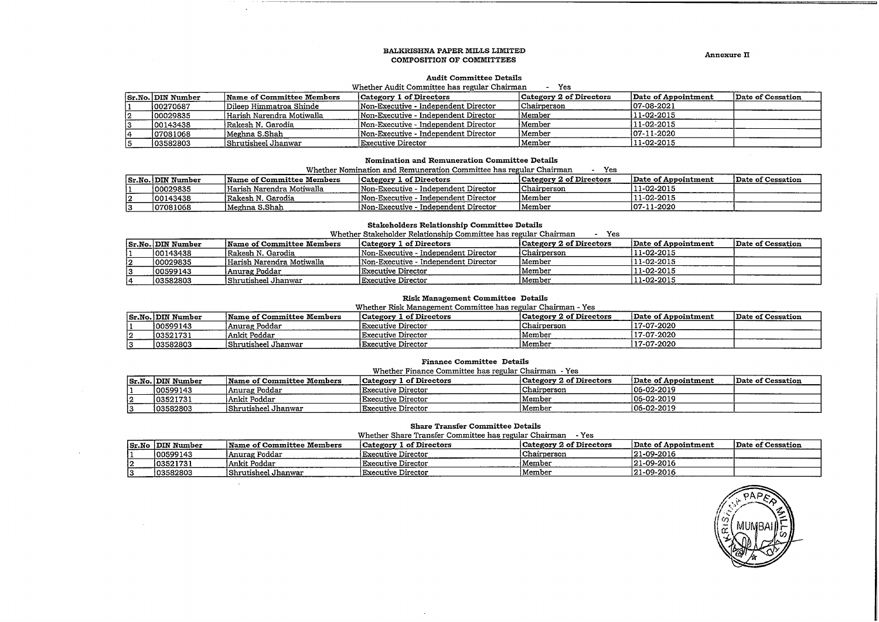**BALKRISHNA PAPER MILLS LIMITED**
**COMPOSITION OF COMMITTEES**

**Annexure II**

### Audit Committee Details

Whether Audit Committee has regular Chairman - Yes

| Sr.No. | DIN Number | Name of Committee Members | Category 1 of Directors | Category 2 of Directors | Date of Appointment | Date of Cessation |
|---|---|---|---|---|---|---|
| 1 | 00270687 | Dileep Himmatroa Shinde | Non-Executive - Independent Director | Chairperson | 07-08-2021 | |
| 2 | 00029835 | Harish Narendra Motiwalla | Non-Executive - Independent Director | Member | 11-02-2015 | |
| 3 | 00143438 | Rakesh N. Garodia | Non-Executive - Independent Director | Member | 11-02-2015 | |
| 4 | 07081068 | Meghna S.Shah | Non-Executive - Independent Director | Member | 07-11-2020 | |
| 5 | 03582803 | Shrutisheel Jhanwar | Executive Director | Member | 11-02-2015 | |

### Nomination and Remuneration Committee Details

Whether Nomination and Remuneration Committee has regular Chairman - Yes

| Sr.No. | DIN Number | Name of Committee Members | Category 1 of Directors | Category 2 of Directors | Date of Appointment | Date of Cessation |
|---|---|---|---|---|---|---|
| 1 | 00029835 | Harish Narendra Motiwalla | Non-Executive - Independent Director | Chairperson | 11-02-2015 | |
| 2 | 00143438 | Rakesh N. Garodia | Non-Executive - Independent Director | Member | 11-02-2015 | |
| 3 | 07081068 | Meghna S.Shah | Non-Executive - Independent Director | Member | 07-11-2020 | |

### Stakeholders Relationship Committee Details

Whether Stakeholder Relationship Committee has regular Chairman - Yes

| Sr.No. | DIN Number | Name of Committee Members | Category 1 of Directors | Category 2 of Directors | Date of Appointment | Date of Cessation |
|---|---|---|---|---|---|---|
| 1 | 00143438 | Rakesh N. Garodia | Non-Executive - Independent Director | Chairperson | 11-02-2015 | |
| 2 | 00029835 | Harish Narendra Motiwalla | Non-Executive - Independent Director | Member | 11-02-2015 | |
| 3 | 00599143 | Anurag Poddar | Executive Director | Member | 11-02-2015 | |
| 4 | 03582803 | Shrutisheel Jhanwar | Executive Director | Member | 11-02-2015 | |

### Risk Management Committee Details

Whether Risk Management Committee has regular Chairman - Yes

| Sr.No. | DIN Number | Name of Committee Members | Category 1 of Directors | Category 2 of Directors | Date of Appointment | Date of Cessation |
|---|---|---|---|---|---|---|
| 1 | 00599143 | Anurag Poddar | Executive Director | Chairperson | 17-07-2020 | |
| 2 | 03521731 | Ankit Poddar | Executive Director | Member | 17-07-2020 | |
| 3 | 03582803 | Shrutisheel Jhanwar | Executive Director | Member | 17-07-2020 | |

### Finance Committee Details

Whether Finance Committee has regular Chairman - Yes

| Sr.No. | DIN Number | Name of Committee Members | Category 1 of Directors | Category 2 of Directors | Date of Appointment | Date of Cessation |
|---|---|---|---|---|---|---|
| 1 | 00599143 | Anurag Poddar | Executive Director | Chairperson | 06-02-2019 | |
| 2 | 03521731 | Ankit Poddar | Executive Director | Member | 06-02-2019 | |
| 3 | 03582803 | Shrutisheel Jhanwar | Executive Director | Member | 06-02-2019 | |

### Share Transfer Committee Details

Whether Share Transfer Committee has regular Chairman - Yes

| Sr.No | DIN Number | Name of Committee Members | Category 1 of Directors | Category 2 of Directors | Date of Appointment | Date of Cessation |
|---|---|---|---|---|---|---|
| 1 | 00599143 | Anurag Poddar | Executive Director | Chairperson | 21-09-2016 | |
| 2 | 03521731 | Ankit Poddar | Executive Director | Member | 21-09-2016 | |
| 3 | 03582803 | Shrutisheel Jhanwar | Executive Director | Member | 21-09-2016 | |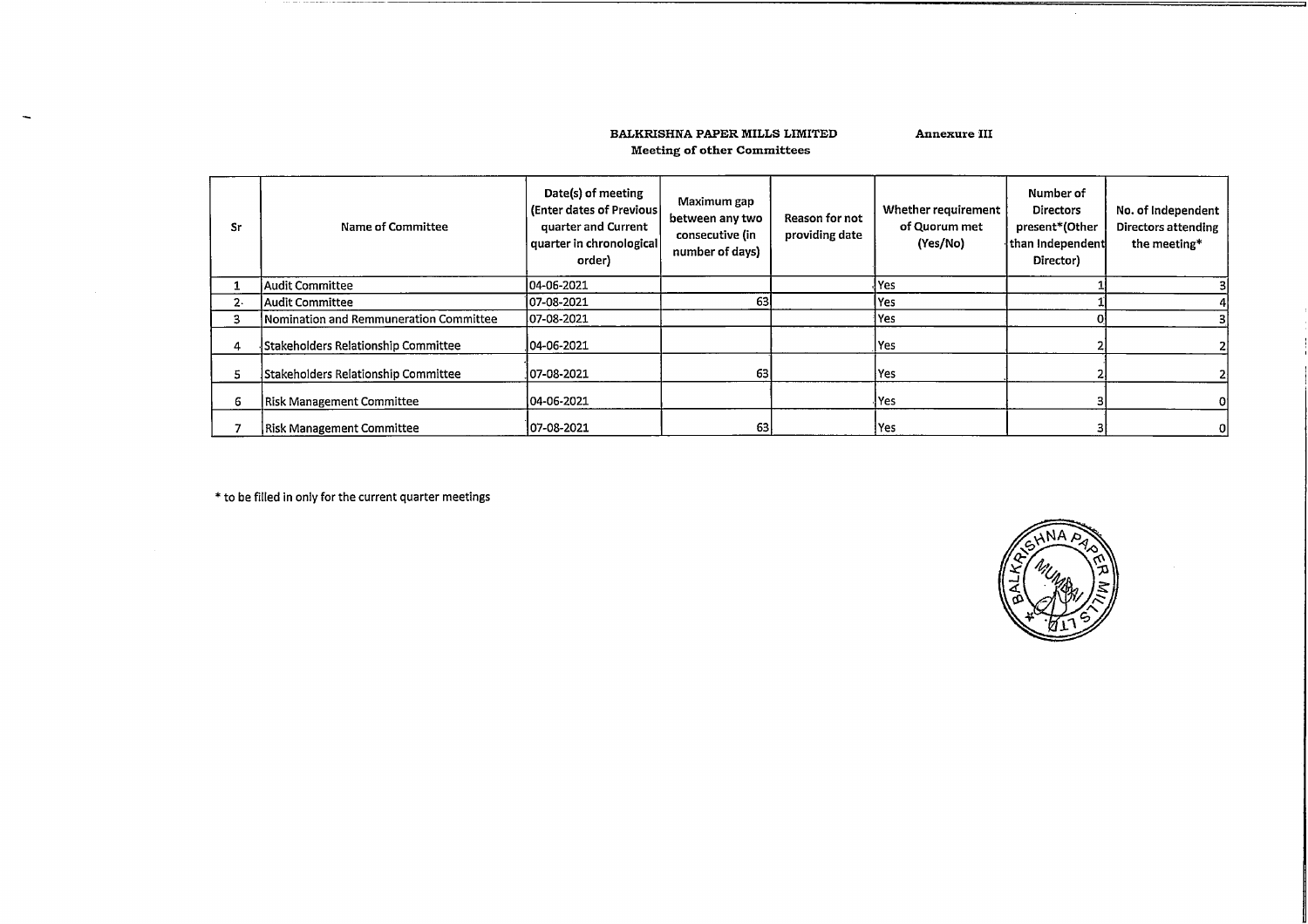**BALKRISHNA PAPER MILLS LIMITED** **Annexure III**

**Meeting of other Committees**

| Sr | Name of Committee | Date(s) of meeting (Enter dates of Previous quarter and Current quarter in chronological order) | Maximum gap between any two consecutive (in number of days) | Reason for not providing date | Whether requirement of Quorum met (Yes/No) | Number of Directors present*(Other than Independent Director) | No. of Independent Directors attending the meeting* |
|---|---|---|---|---|---|---|---|
| 1 | Audit Committee | 04-06-2021 | | | Yes | 1 | 3 |
| 2. | Audit Committee | 07-08-2021 | 63 | | Yes | 1 | 4 |
| 3 | Nomination and Remmuneration Committee | 07-08-2021 | | | Yes | 0 | 3 |
| 4 | Stakeholders Relationship Committee | 04-06-2021 | | | Yes | 2 | 2 |
| 5 | Stakeholders Relationship Committee | 07-08-2021 | 63 | | Yes | 2 | 2 |
| 6 | Risk Management Committee | 04-06-2021 | | | Yes | 3 | 0 |
| 7 | Risk Management Committee | 07-08-2021 | 63 | | Yes | 3 | 0 |

* to be filled in only for the current quarter meetings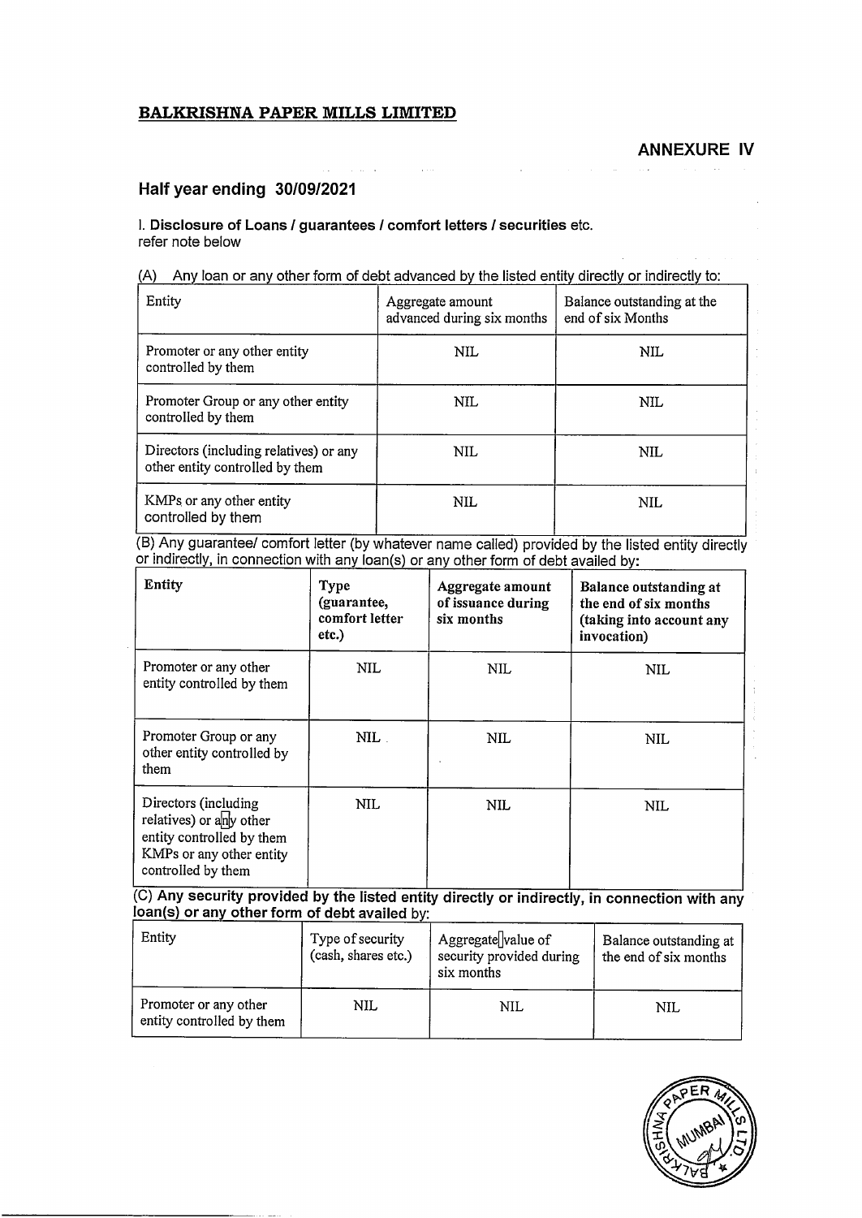**BALKRISHNA PAPER MILLS LIMITED**

## ANNEXURE IV

## Half year ending 30/09/2021

I. **Disclosure of Loans / guarantees / comfort letters / securities** etc.
refer note below

(A) Any loan or any other form of debt advanced by the listed entity directly or indirectly to:

| Entity | Aggregate amount advanced during six months | Balance outstanding at the end of six Months |
|---|---|---|
| Promoter or any other entity controlled by them | NIL | NIL |
| Promoter Group or any other entity controlled by them | NIL | NIL |
| Directors (including relatives) or any other entity controlled by them | NIL | NIL |
| KMPs or any other entity controlled by them | NIL | NIL |

(B) Any guarantee/ comfort letter (by whatever name called) provided by the listed entity directly or indirectly, in connection with any loan(s) or any other form of debt availed by:

| **Entity** | **Type (guarantee, comfort letter etc.)** | **Aggregate amount of issuance during six months** | **Balance outstanding at the end of six months (taking into account any invocation)** |
|---|---|---|---|
| Promoter or any other entity controlled by them | NIL | NIL | NIL |
| Promoter Group or any other entity controlled by them | NIL | NIL | NIL |
| Directors (including relatives) or any other entity controlled by them KMPs or any other entity controlled by them | NIL | NIL | NIL |

(C) **Any security provided by the listed entity directly or indirectly, in connection with any loan(s) or any other form of debt availed by:**

| Entity | Type of security (cash, shares etc.) | Aggregate value of security provided during six months | Balance outstanding at the end of six months |
|---|---|---|---|
| Promoter or any other entity controlled by them | NIL | NIL | NIL |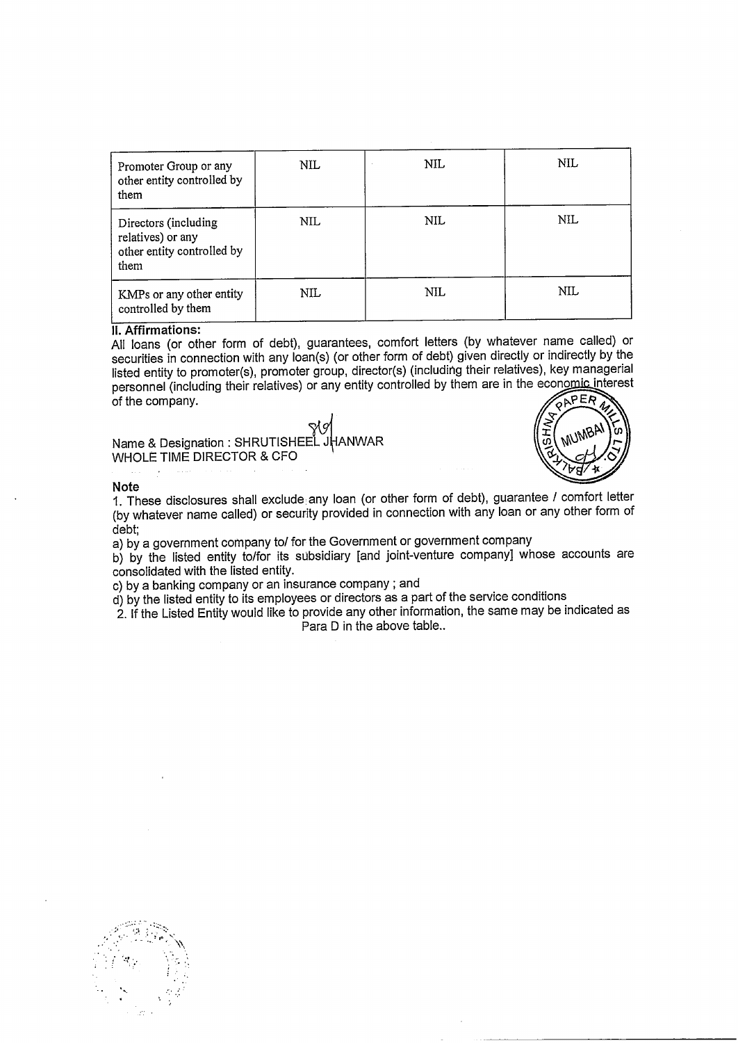| | | | |
|---|---|---|---|
| Promoter Group or any other entity controlled by them | NIL | NIL | NIL |
| Directors (including relatives) or any other entity controlled by them | NIL | NIL | NIL |
| KMPs or any other entity controlled by them | NIL | NIL | NIL |

**II. Affirmations:**

All loans (or other form of debt), guarantees, comfort letters (by whatever name called) or securities in connection with any loan(s) (or other form of debt) given directly or indirectly by the listed entity to promoter(s), promoter group, director(s) (including their relatives), key managerial personnel (including their relatives) or any entity controlled by them are in the economic interest of the company.

Name & Designation : SHRUTISHEEL JHANWAR
WHOLE TIME DIRECTOR & CFO

**Note**

1. These disclosures shall exclude any loan (or other form of debt), guarantee / comfort letter (by whatever name called) or security provided in connection with any loan or any other form of debt;

a) by a government company to/ for the Government or government company

b) by the listed entity to/for its subsidiary [and joint-venture company] whose accounts are consolidated with the listed entity.

c) by a banking company or an insurance company ; and

d) by the listed entity to its employees or directors as a part of the service conditions

2. If the Listed Entity would like to provide any other information, the same may be indicated as Para D in the above table..